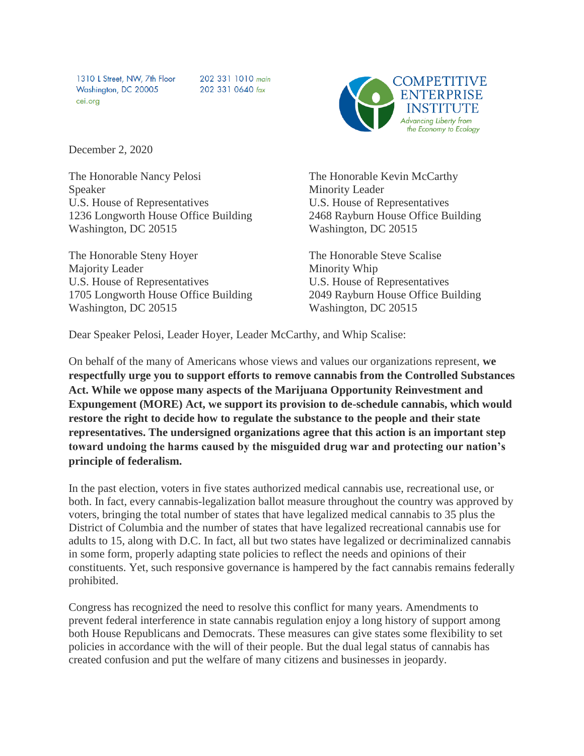1310 L Street, NW, 7th Floor
Washington, DC 20005
cei.org

202 331 1010 *main*
202 331 0640 *fax*

COMPETITIVE ENTERPRISE INSTITUTE
*Advancing Liberty from the Economy to Ecology*

December 2, 2020

The Honorable Nancy Pelosi
Speaker
U.S. House of Representatives
1236 Longworth House Office Building
Washington, DC 20515

The Honorable Kevin McCarthy
Minority Leader
U.S. House of Representatives
2468 Rayburn House Office Building
Washington, DC 20515

The Honorable Steny Hoyer
Majority Leader
U.S. House of Representatives
1705 Longworth House Office Building
Washington, DC 20515

The Honorable Steve Scalise
Minority Whip
U.S. House of Representatives
2049 Rayburn House Office Building
Washington, DC 20515

Dear Speaker Pelosi, Leader Hoyer, Leader McCarthy, and Whip Scalise:

On behalf of the many of Americans whose views and values our organizations represent, **we respectfully urge you to support efforts to remove cannabis from the Controlled Substances Act. While we oppose many aspects of the Marijuana Opportunity Reinvestment and Expungement (MORE) Act, we support its provision to de-schedule cannabis, which would restore the right to decide how to regulate the substance to the people and their state representatives. The undersigned organizations agree that this action is an important step toward undoing the harms caused by the misguided drug war and protecting our nation's principle of federalism.**

In the past election, voters in five states authorized medical cannabis use, recreational use, or both. In fact, every cannabis-legalization ballot measure throughout the country was approved by voters, bringing the total number of states that have legalized medical cannabis to 35 plus the District of Columbia and the number of states that have legalized recreational cannabis use for adults to 15, along with D.C. In fact, all but two states have legalized or decriminalized cannabis in some form, properly adapting state policies to reflect the needs and opinions of their constituents. Yet, such responsive governance is hampered by the fact cannabis remains federally prohibited.

Congress has recognized the need to resolve this conflict for many years. Amendments to prevent federal interference in state cannabis regulation enjoy a long history of support among both House Republicans and Democrats. These measures can give states some flexibility to set policies in accordance with the will of their people. But the dual legal status of cannabis has created confusion and put the welfare of many citizens and businesses in jeopardy.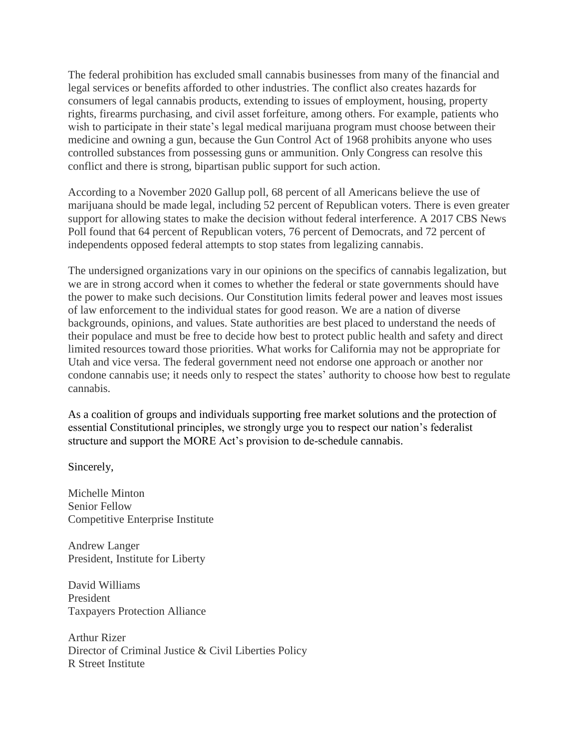The federal prohibition has excluded small cannabis businesses from many of the financial and legal services or benefits afforded to other industries. The conflict also creates hazards for consumers of legal cannabis products, extending to issues of employment, housing, property rights, firearms purchasing, and civil asset forfeiture, among others. For example, patients who wish to participate in their state's legal medical marijuana program must choose between their medicine and owning a gun, because the Gun Control Act of 1968 prohibits anyone who uses controlled substances from possessing guns or ammunition. Only Congress can resolve this conflict and there is strong, bipartisan public support for such action.

According to a November 2020 Gallup poll, 68 percent of all Americans believe the use of marijuana should be made legal, including 52 percent of Republican voters. There is even greater support for allowing states to make the decision without federal interference. A 2017 CBS News Poll found that 64 percent of Republican voters, 76 percent of Democrats, and 72 percent of independents opposed federal attempts to stop states from legalizing cannabis.

The undersigned organizations vary in our opinions on the specifics of cannabis legalization, but we are in strong accord when it comes to whether the federal or state governments should have the power to make such decisions. Our Constitution limits federal power and leaves most issues of law enforcement to the individual states for good reason. We are a nation of diverse backgrounds, opinions, and values. State authorities are best placed to understand the needs of their populace and must be free to decide how best to protect public health and safety and direct limited resources toward those priorities. What works for California may not be appropriate for Utah and vice versa. The federal government need not endorse one approach or another nor condone cannabis use; it needs only to respect the states' authority to choose how best to regulate cannabis.

As a coalition of groups and individuals supporting free market solutions and the protection of essential Constitutional principles, we strongly urge you to respect our nation's federalist structure and support the MORE Act's provision to de-schedule cannabis.

Sincerely,

Michelle Minton
Senior Fellow
Competitive Enterprise Institute

Andrew Langer
President, Institute for Liberty

David Williams
President
Taxpayers Protection Alliance

Arthur Rizer
Director of Criminal Justice & Civil Liberties Policy
R Street Institute